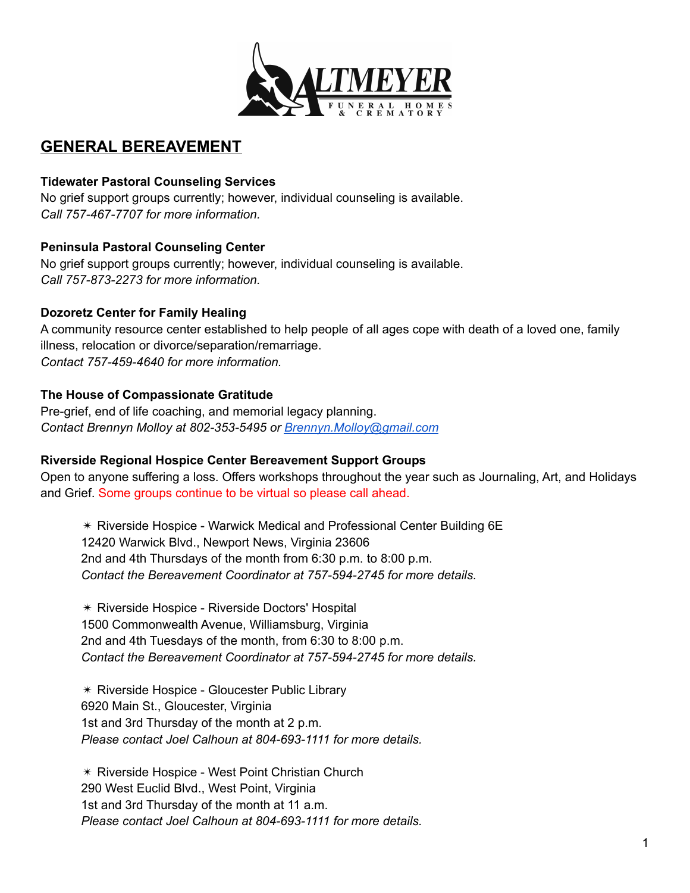# GENERAL BEREAVEMENT

**Tidewater Pastoral Counseling Services**
No grief support groups currently; however, individual counseling is available.
*Call 757-467-7707 for more information.*

**Peninsula Pastoral Counseling Center**
No grief support groups currently; however, individual counseling is available.
*Call 757-873-2273 for more information.*

**Dozoretz Center for Family Healing**
A community resource center established to help people of all ages cope with death of a loved one, family illness, relocation or divorce/separation/remarriage.
*Contact 757-459-4640 for more information.*

**The House of Compassionate Gratitude**
Pre-grief, end of life coaching, and memorial legacy planning.
*Contact Brennyn Molloy at 802-353-5495 or [Brennyn.Molloy@gmail.com](mailto:Brennyn.Molloy@gmail.com)*

**Riverside Regional Hospice Center Bereavement Support Groups**
Open to anyone suffering a loss. Offers workshops throughout the year such as Journaling, Art, and Holidays and Grief. Some groups continue to be virtual so please call ahead.

✴ Riverside Hospice - Warwick Medical and Professional Center Building 6E
12420 Warwick Blvd., Newport News, Virginia 23606
2nd and 4th Thursdays of the month from 6:30 p.m. to 8:00 p.m.
*Contact the Bereavement Coordinator at 757-594-2745 for more details.*

✴ Riverside Hospice - Riverside Doctors' Hospital
1500 Commonwealth Avenue, Williamsburg, Virginia
2nd and 4th Tuesdays of the month, from 6:30 to 8:00 p.m.
*Contact the Bereavement Coordinator at 757-594-2745 for more details.*

✴ Riverside Hospice - Gloucester Public Library
6920 Main St., Gloucester, Virginia
1st and 3rd Thursday of the month at 2 p.m.
*Please contact Joel Calhoun at 804-693-1111 for more details.*

✴ Riverside Hospice - West Point Christian Church
290 West Euclid Blvd., West Point, Virginia
1st and 3rd Thursday of the month at 11 a.m.
*Please contact Joel Calhoun at 804-693-1111 for more details.*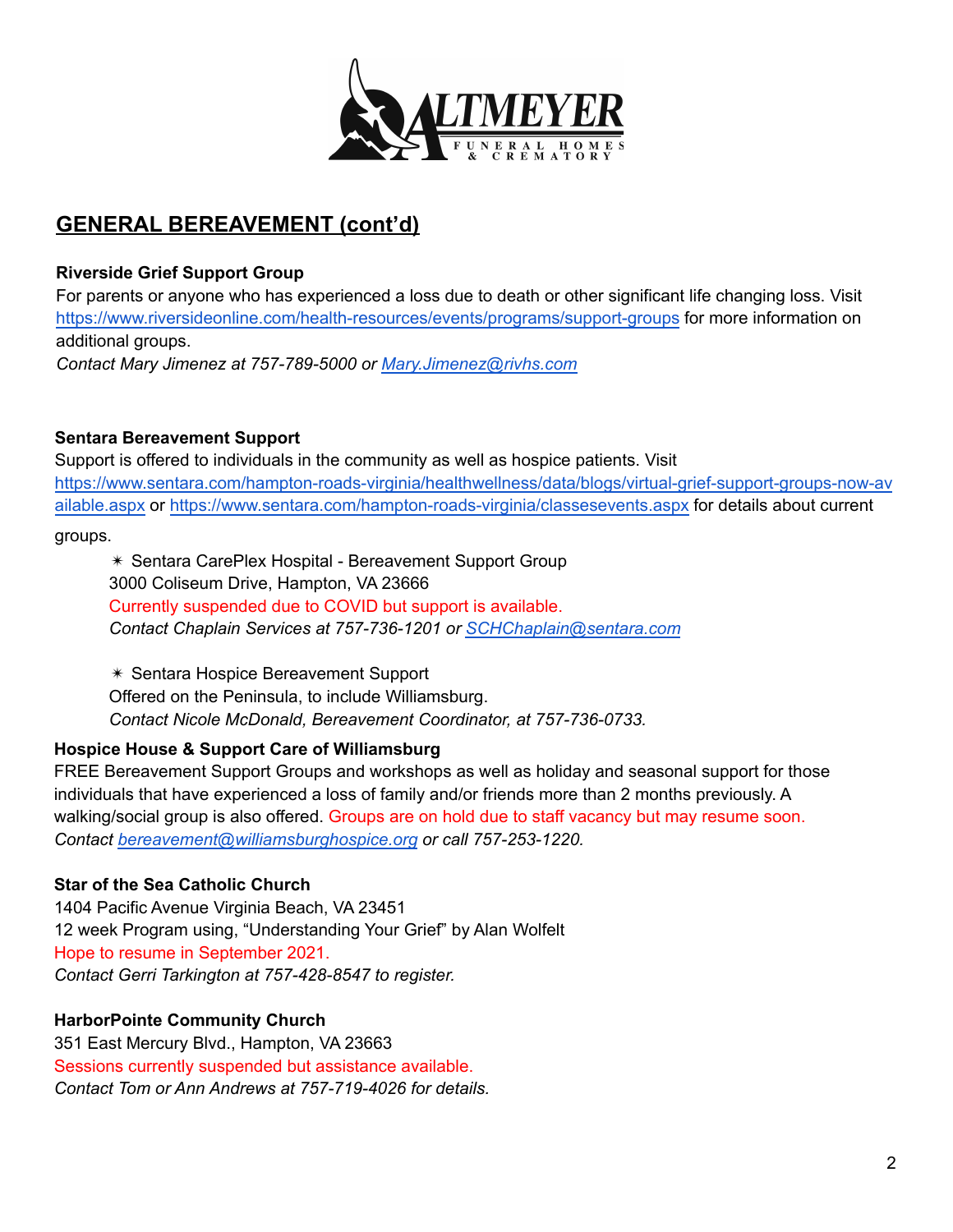## GENERAL BEREAVEMENT (cont'd)

**Riverside Grief Support Group**
For parents or anyone who has experienced a loss due to death or other significant life changing loss. Visit https://www.riversideonline.com/health-resources/events/programs/support-groups for more information on additional groups.
*Contact Mary Jimenez at 757-789-5000 or Mary.Jimenez@rivhs.com*

**Sentara Bereavement Support**
Support is offered to individuals in the community as well as hospice patients. Visit https://www.sentara.com/hampton-roads-virginia/healthwellness/data/blogs/virtual-grief-support-groups-now-available.aspx or https://www.sentara.com/hampton-roads-virginia/classesevents.aspx for details about current groups.

- ✴ Sentara CarePlex Hospital - Bereavement Support Group
  3000 Coliseum Drive, Hampton, VA 23666
  Currently suspended due to COVID but support is available.
  *Contact Chaplain Services at 757-736-1201 or SCHChaplain@sentara.com*

- ✴ Sentara Hospice Bereavement Support
  Offered on the Peninsula, to include Williamsburg.
  *Contact Nicole McDonald, Bereavement Coordinator, at 757-736-0733.*

**Hospice House & Support Care of Williamsburg**
FREE Bereavement Support Groups and workshops as well as holiday and seasonal support for those individuals that have experienced a loss of family and/or friends more than 2 months previously. A walking/social group is also offered. Groups are on hold due to staff vacancy but may resume soon.
*Contact bereavement@williamsburghospice.org or call 757-253-1220.*

**Star of the Sea Catholic Church**
1404 Pacific Avenue Virginia Beach, VA 23451
12 week Program using, "Understanding Your Grief" by Alan Wolfelt
Hope to resume in September 2021.
*Contact Gerri Tarkington at 757-428-8547 to register.*

**HarborPointe Community Church**
351 East Mercury Blvd., Hampton, VA 23663
Sessions currently suspended but assistance available.
*Contact Tom or Ann Andrews at 757-719-4026 for details.*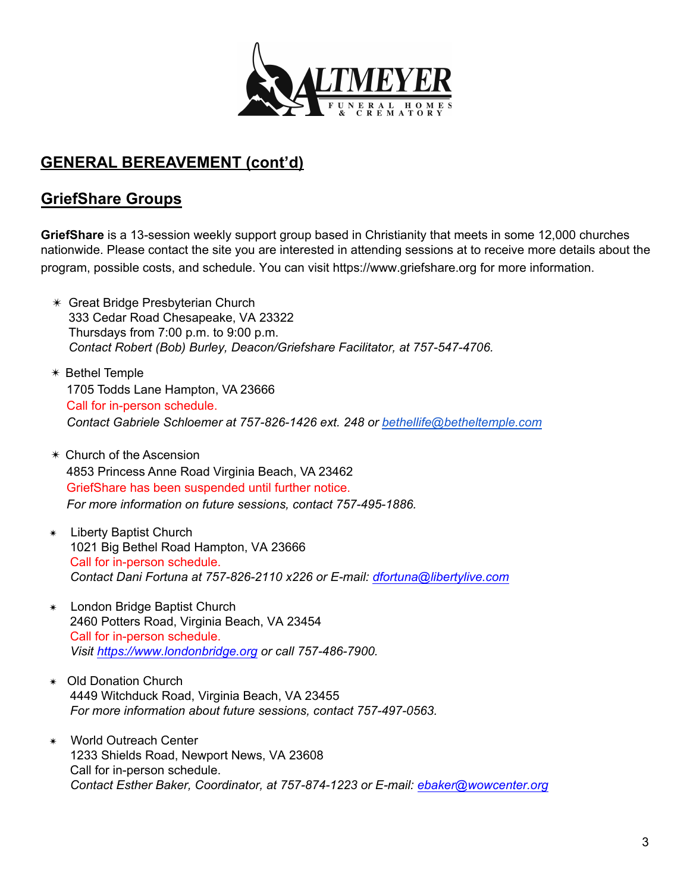## GENERAL BEREAVEMENT (cont'd)

## GriefShare Groups

**GriefShare** is a 13-session weekly support group based in Christianity that meets in some 12,000 churches nationwide. Please contact the site you are interested in attending sessions at to receive more details about the program, possible costs, and schedule. You can visit https://www.griefshare.org for more information.

- Great Bridge Presbyterian Church
  333 Cedar Road Chesapeake, VA 23322
  Thursdays from 7:00 p.m. to 9:00 p.m.
  *Contact Robert (Bob) Burley, Deacon/Griefshare Facilitator, at 757-547-4706.*

- Bethel Temple
  1705 Todds Lane Hampton, VA 23666
  Call for in-person schedule.
  *Contact Gabriele Schloemer at 757-826-1426 ext. 248 or bethellife@betheltemple.com*

- Church of the Ascension
  4853 Princess Anne Road Virginia Beach, VA 23462
  GriefShare has been suspended until further notice.
  *For more information on future sessions, contact 757-495-1886.*

- Liberty Baptist Church
  1021 Big Bethel Road Hampton, VA 23666
  Call for in-person schedule.
  *Contact Dani Fortuna at 757-826-2110 x226 or E-mail: dfortuna@libertylive.com*

- London Bridge Baptist Church
  2460 Potters Road, Virginia Beach, VA 23454
  Call for in-person schedule.
  *Visit https://www.londonbridge.org or call 757-486-7900.*

- Old Donation Church
  4449 Witchduck Road, Virginia Beach, VA 23455
  *For more information about future sessions, contact 757-497-0563.*

- World Outreach Center
  1233 Shields Road, Newport News, VA 23608
  Call for in-person schedule.
  *Contact Esther Baker, Coordinator, at 757-874-1223 or E-mail: ebaker@wowcenter.org*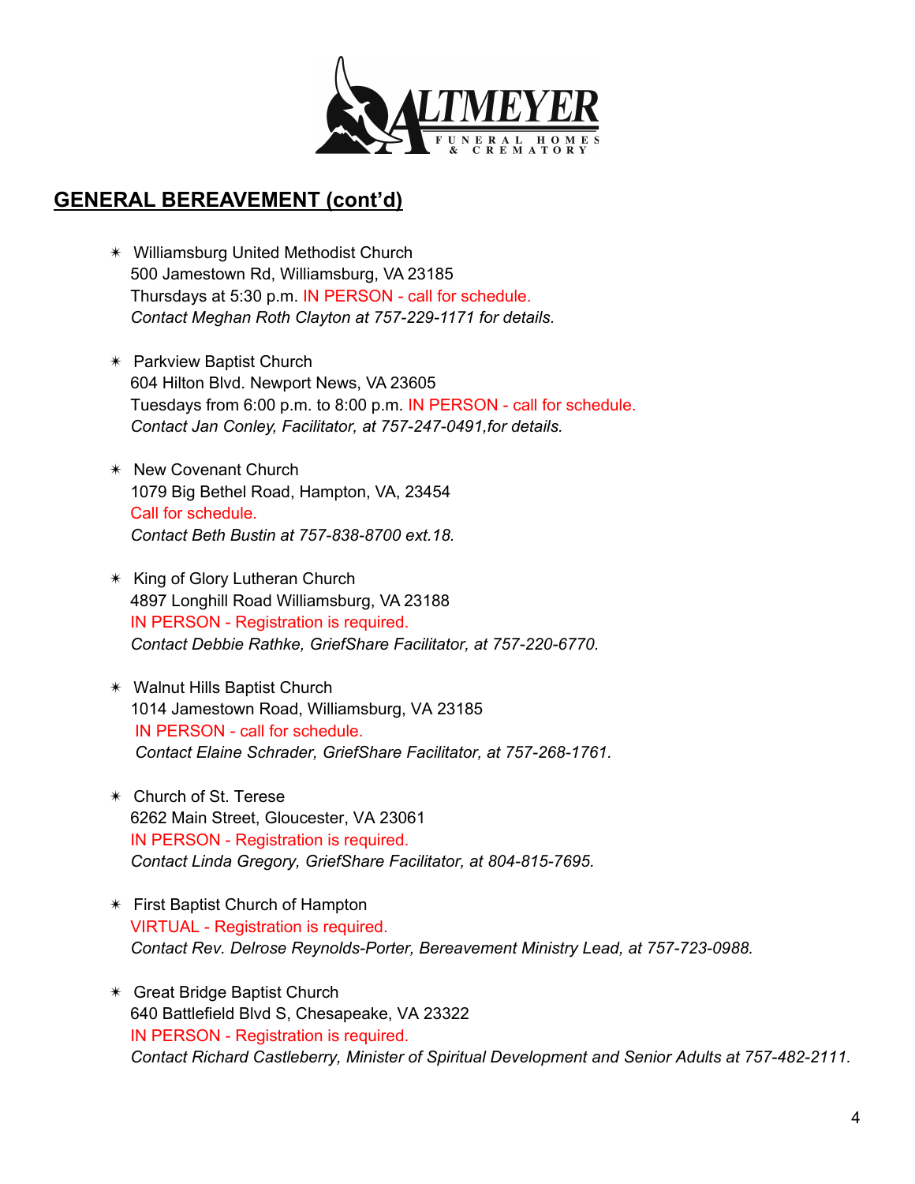## GENERAL BEREAVEMENT (cont'd)

- Williamsburg United Methodist Church
  500 Jamestown Rd, Williamsburg, VA 23185
  Thursdays at 5:30 p.m. IN PERSON - call for schedule.
  *Contact Meghan Roth Clayton at 757-229-1171 for details.*

- Parkview Baptist Church
  604 Hilton Blvd. Newport News, VA 23605
  Tuesdays from 6:00 p.m. to 8:00 p.m. IN PERSON - call for schedule.
  *Contact Jan Conley, Facilitator, at 757-247-0491,for details.*

- New Covenant Church
  1079 Big Bethel Road, Hampton, VA, 23454
  Call for schedule.
  *Contact Beth Bustin at 757-838-8700 ext.18.*

- King of Glory Lutheran Church
  4897 Longhill Road Williamsburg, VA 23188
  IN PERSON - Registration is required.
  *Contact Debbie Rathke, GriefShare Facilitator, at 757-220-6770.*

- Walnut Hills Baptist Church
  1014 Jamestown Road, Williamsburg, VA 23185
  IN PERSON - call for schedule.
  *Contact Elaine Schrader, GriefShare Facilitator, at 757-268-1761.*

- Church of St. Terese
  6262 Main Street, Gloucester, VA 23061
  IN PERSON - Registration is required.
  *Contact Linda Gregory, GriefShare Facilitator, at 804-815-7695.*

- First Baptist Church of Hampton
  VIRTUAL - Registration is required.
  *Contact Rev. Delrose Reynolds-Porter, Bereavement Ministry Lead, at 757-723-0988.*

- Great Bridge Baptist Church
  640 Battlefield Blvd S, Chesapeake, VA 23322
  IN PERSON - Registration is required.
  *Contact Richard Castleberry, Minister of Spiritual Development and Senior Adults at 757-482-2111.*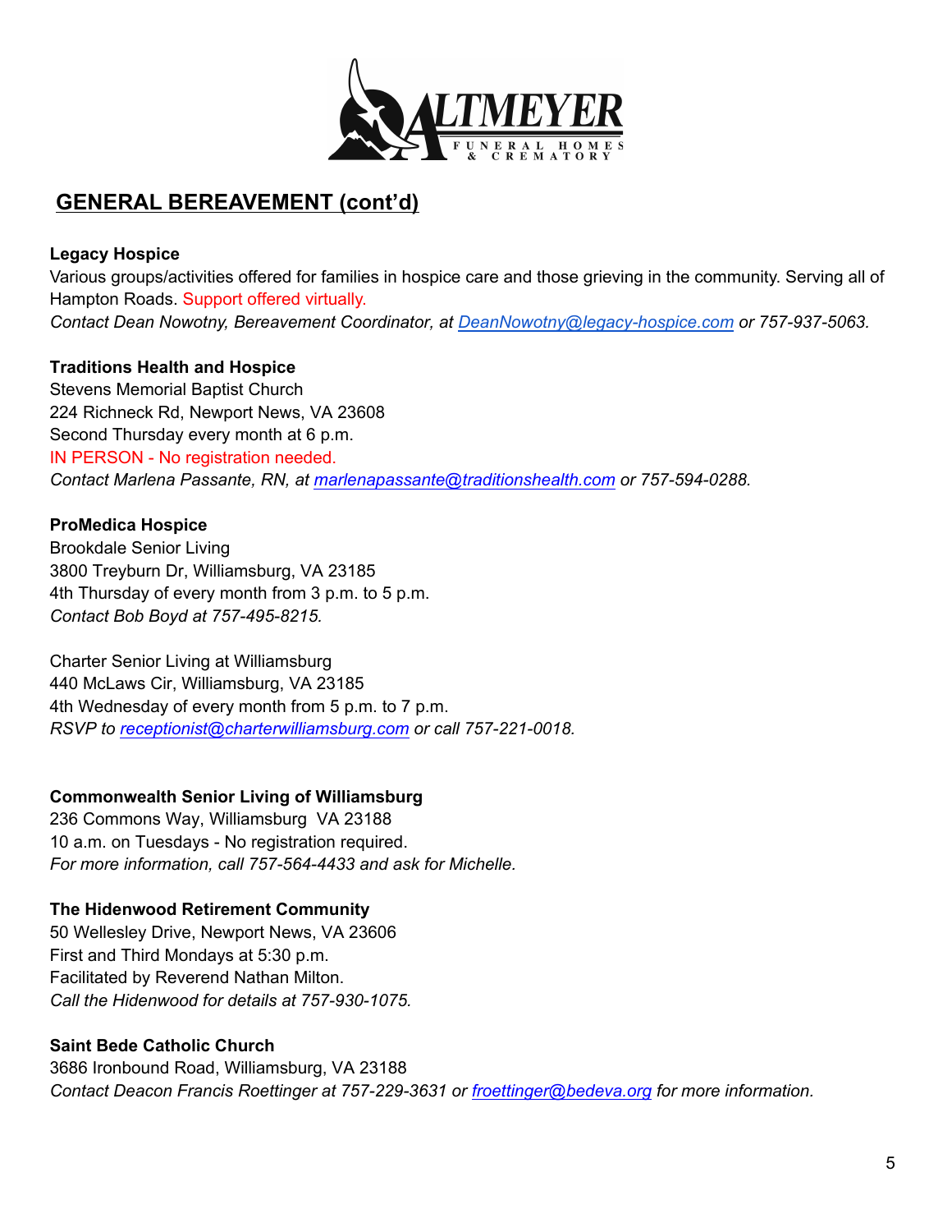## GENERAL BEREAVEMENT (cont'd)

**Legacy Hospice**
Various groups/activities offered for families in hospice care and those grieving in the community. Serving all of Hampton Roads. Support offered virtually.
*Contact Dean Nowotny, Bereavement Coordinator, at DeanNowotny@legacy-hospice.com or 757-937-5063.*

**Traditions Health and Hospice**
Stevens Memorial Baptist Church
224 Richneck Rd, Newport News, VA 23608
Second Thursday every month at 6 p.m.
IN PERSON - No registration needed.
*Contact Marlena Passante, RN, at marlenapassante@traditionshealth.com or 757-594-0288.*

**ProMedica Hospice**
Brookdale Senior Living
3800 Treyburn Dr, Williamsburg, VA 23185
4th Thursday of every month from 3 p.m. to 5 p.m.
*Contact Bob Boyd at 757-495-8215.*

Charter Senior Living at Williamsburg
440 McLaws Cir, Williamsburg, VA 23185
4th Wednesday of every month from 5 p.m. to 7 p.m.
*RSVP to receptionist@charterwilliamsburg.com or call 757-221-0018.*

**Commonwealth Senior Living of Williamsburg**
236 Commons Way, Williamsburg VA 23188
10 a.m. on Tuesdays - No registration required.
*For more information, call 757-564-4433 and ask for Michelle.*

**The Hidenwood Retirement Community**
50 Wellesley Drive, Newport News, VA 23606
First and Third Mondays at 5:30 p.m.
Facilitated by Reverend Nathan Milton.
*Call the Hidenwood for details at 757-930-1075.*

**Saint Bede Catholic Church**
3686 Ironbound Road, Williamsburg, VA 23188
*Contact Deacon Francis Roettinger at 757-229-3631 or froettinger@bedeva.org for more information.*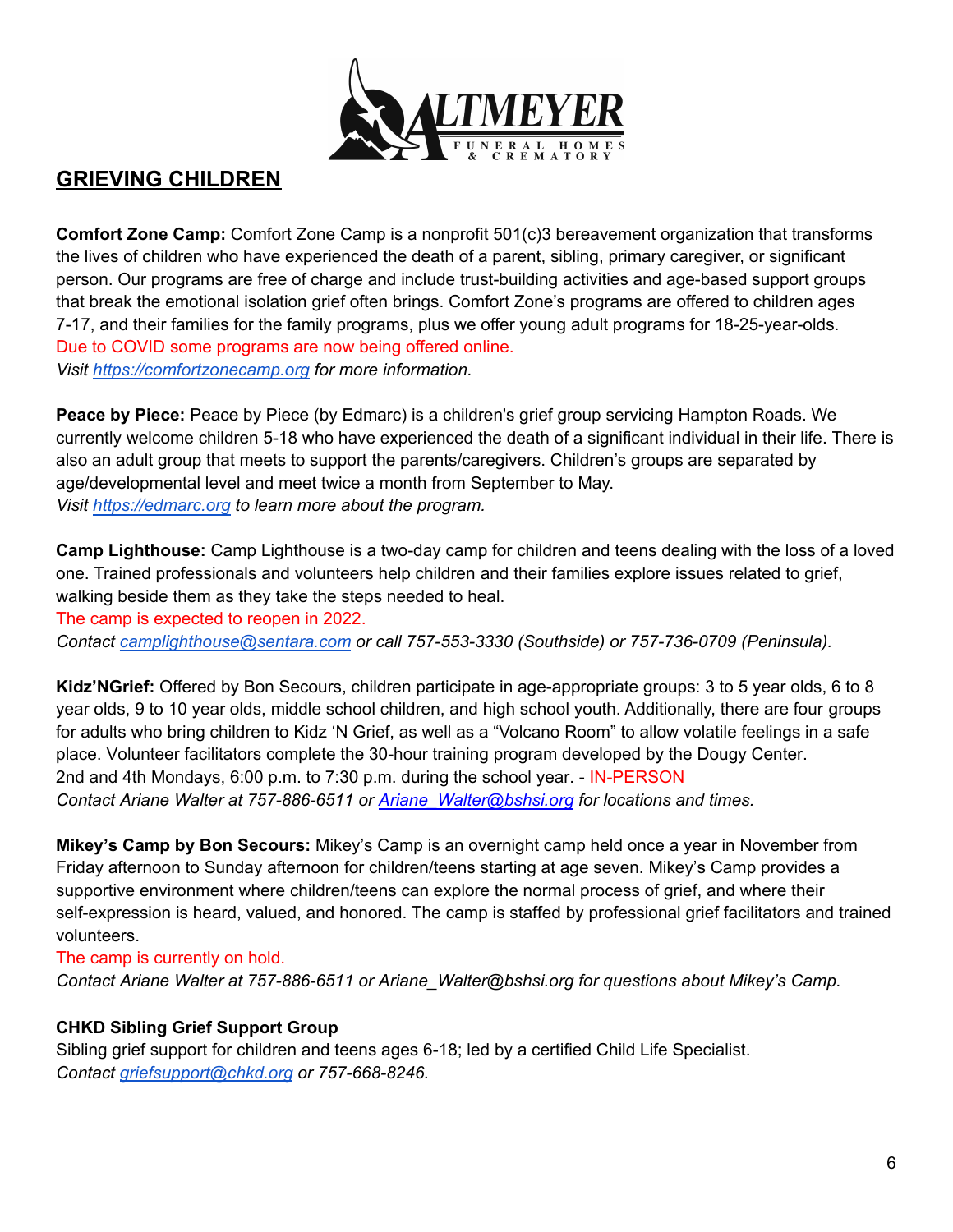## GRIEVING CHILDREN

**Comfort Zone Camp:** Comfort Zone Camp is a nonprofit 501(c)3 bereavement organization that transforms the lives of children who have experienced the death of a parent, sibling, primary caregiver, or significant person. Our programs are free of charge and include trust-building activities and age-based support groups that break the emotional isolation grief often brings. Comfort Zone's programs are offered to children ages 7-17, and their families for the family programs, plus we offer young adult programs for 18-25-year-olds.
Due to COVID some programs are now being offered online.
*Visit https://comfortzonecamp.org for more information.*

**Peace by Piece:** Peace by Piece (by Edmarc) is a children's grief group servicing Hampton Roads. We currently welcome children 5-18 who have experienced the death of a significant individual in their life. There is also an adult group that meets to support the parents/caregivers. Children's groups are separated by age/developmental level and meet twice a month from September to May.
*Visit https://edmarc.org to learn more about the program.*

**Camp Lighthouse:** Camp Lighthouse is a two-day camp for children and teens dealing with the loss of a loved one. Trained professionals and volunteers help children and their families explore issues related to grief, walking beside them as they take the steps needed to heal.
The camp is expected to reopen in 2022.
*Contact camplighthouse@sentara.com or call 757-553-3330 (Southside) or 757-736-0709 (Peninsula).*

**Kidz'NGrief:** Offered by Bon Secours, children participate in age-appropriate groups: 3 to 5 year olds, 6 to 8 year olds, 9 to 10 year olds, middle school children, and high school youth. Additionally, there are four groups for adults who bring children to Kidz 'N Grief, as well as a "Volcano Room" to allow volatile feelings in a safe place. Volunteer facilitators complete the 30-hour training program developed by the Dougy Center.
2nd and 4th Mondays, 6:00 p.m. to 7:30 p.m. during the school year. - IN-PERSON
*Contact Ariane Walter at 757-886-6511 or Ariane_Walter@bshsi.org for locations and times.*

**Mikey's Camp by Bon Secours:** Mikey's Camp is an overnight camp held once a year in November from Friday afternoon to Sunday afternoon for children/teens starting at age seven. Mikey's Camp provides a supportive environment where children/teens can explore the normal process of grief, and where their self-expression is heard, valued, and honored. The camp is staffed by professional grief facilitators and trained volunteers.
The camp is currently on hold.
*Contact Ariane Walter at 757-886-6511 or Ariane_Walter@bshsi.org for questions about Mikey's Camp.*

**CHKD Sibling Grief Support Group**
Sibling grief support for children and teens ages 6-18; led by a certified Child Life Specialist.
*Contact griefsupport@chkd.org or 757-668-8246.*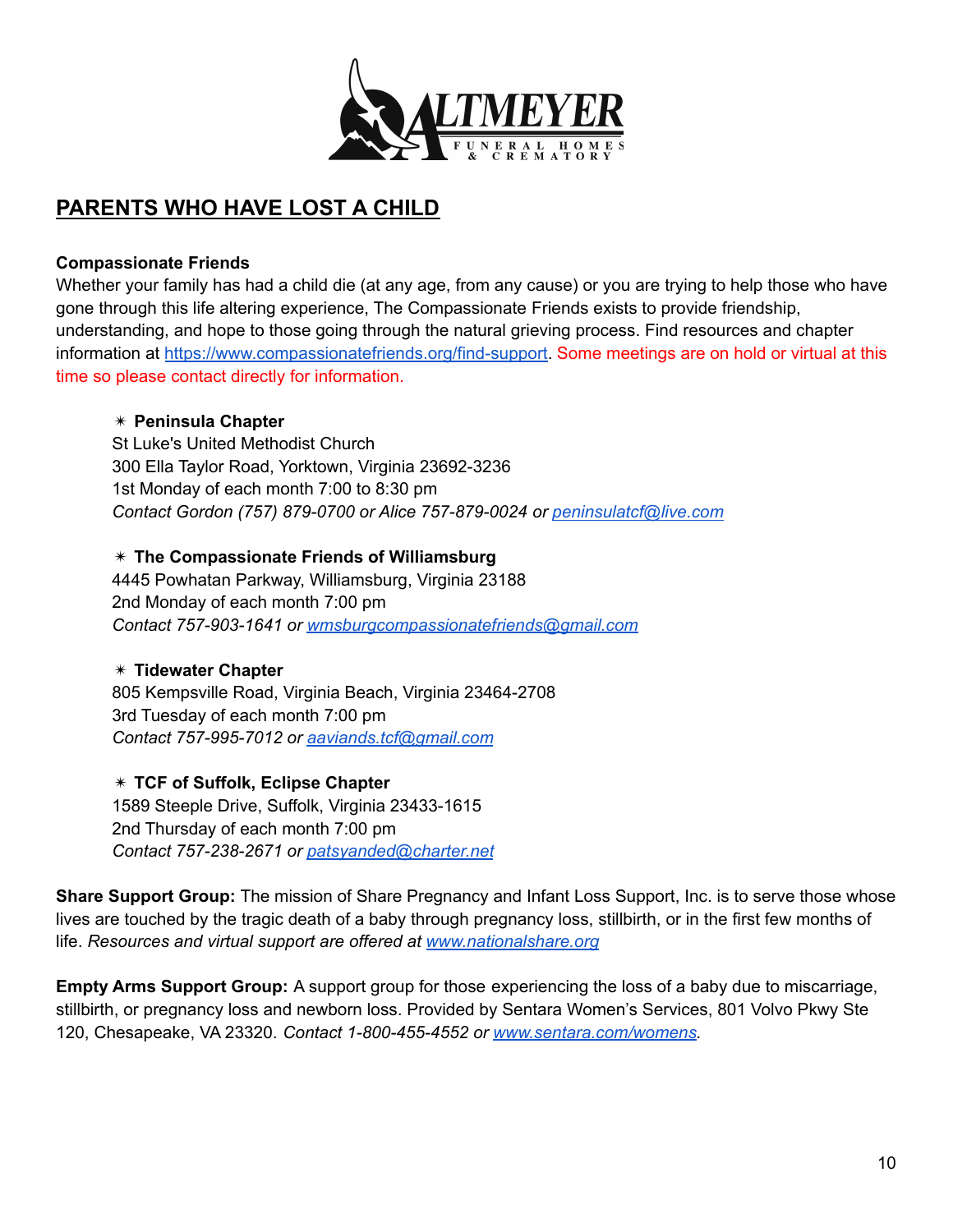## PARENTS WHO HAVE LOST A CHILD

**Compassionate Friends**

Whether your family has had a child die (at any age, from any cause) or you are trying to help those who have gone through this life altering experience, The Compassionate Friends exists to provide friendship, understanding, and hope to those going through the natural grieving process. Find resources and chapter information at https://www.compassionatefriends.org/find-support. Some meetings are on hold or virtual at this time so please contact directly for information.

- **Peninsula Chapter**
  St Luke's United Methodist Church
  300 Ella Taylor Road, Yorktown, Virginia 23692-3236
  1st Monday of each month 7:00 to 8:30 pm
  *Contact Gordon (757) 879-0700 or Alice 757-879-0024 or peninsulatcf@live.com*

- **The Compassionate Friends of Williamsburg**
  4445 Powhatan Parkway, Williamsburg, Virginia 23188
  2nd Monday of each month 7:00 pm
  *Contact 757-903-1641 or wmsburgcompassionatefriends@gmail.com*

- **Tidewater Chapter**
  805 Kempsville Road, Virginia Beach, Virginia 23464-2708
  3rd Tuesday of each month 7:00 pm
  *Contact 757-995-7012 or aaviands.tcf@gmail.com*

- **TCF of Suffolk, Eclipse Chapter**
  1589 Steeple Drive, Suffolk, Virginia 23433-1615
  2nd Thursday of each month 7:00 pm
  *Contact 757-238-2671 or patsyanded@charter.net*

**Share Support Group:** The mission of Share Pregnancy and Infant Loss Support, Inc. is to serve those whose lives are touched by the tragic death of a baby through pregnancy loss, stillbirth, or in the first few months of life. *Resources and virtual support are offered at www.nationalshare.org*

**Empty Arms Support Group:** A support group for those experiencing the loss of a baby due to miscarriage, stillbirth, or pregnancy loss and newborn loss. Provided by Sentara Women's Services, 801 Volvo Pkwy Ste 120, Chesapeake, VA 23320. *Contact 1-800-455-4552 or www.sentara.com/womens.*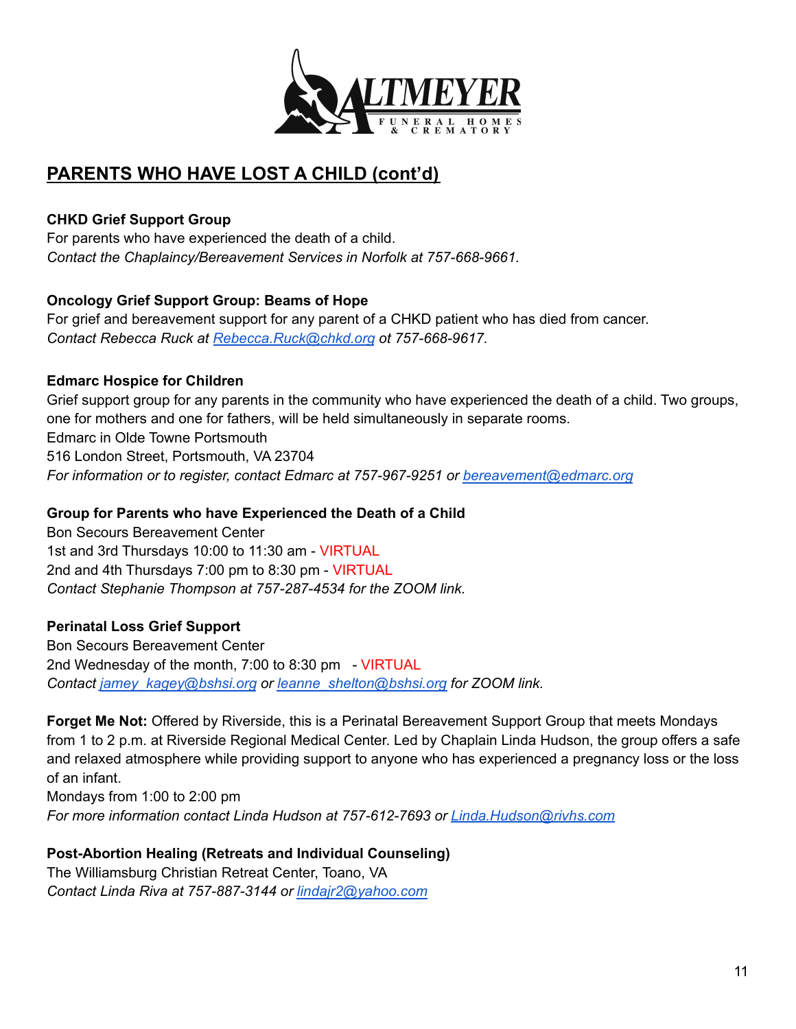## PARENTS WHO HAVE LOST A CHILD (cont'd)

**CHKD Grief Support Group**
For parents who have experienced the death of a child.
*Contact the Chaplaincy/Bereavement Services in Norfolk at 757-668-9661.*

**Oncology Grief Support Group: Beams of Hope**
For grief and bereavement support for any parent of a CHKD patient who has died from cancer.
*Contact Rebecca Ruck at Rebecca.Ruck@chkd.org ot 757-668-9617.*

**Edmarc Hospice for Children**
Grief support group for any parents in the community who have experienced the death of a child. Two groups, one for mothers and one for fathers, will be held simultaneously in separate rooms.
Edmarc in Olde Towne Portsmouth
516 London Street, Portsmouth, VA 23704
*For information or to register, contact Edmarc at 757-967-9251 or bereavement@edmarc.org*

**Group for Parents who have Experienced the Death of a Child**
Bon Secours Bereavement Center
1st and 3rd Thursdays 10:00 to 11:30 am - VIRTUAL
2nd and 4th Thursdays 7:00 pm to 8:30 pm - VIRTUAL
*Contact Stephanie Thompson at 757-287-4534 for the ZOOM link.*

**Perinatal Loss Grief Support**
Bon Secours Bereavement Center
2nd Wednesday of the month, 7:00 to 8:30 pm - VIRTUAL
*Contact jamey_kagey@bshsi.org or leanne_shelton@bshsi.org for ZOOM link.*

**Forget Me Not:** Offered by Riverside, this is a Perinatal Bereavement Support Group that meets Mondays from 1 to 2 p.m. at Riverside Regional Medical Center. Led by Chaplain Linda Hudson, the group offers a safe and relaxed atmosphere while providing support to anyone who has experienced a pregnancy loss or the loss of an infant.
Mondays from 1:00 to 2:00 pm
*For more information contact Linda Hudson at 757-612-7693 or Linda.Hudson@rivhs.com*

**Post-Abortion Healing (Retreats and Individual Counseling)**
The Williamsburg Christian Retreat Center, Toano, VA
*Contact Linda Riva at 757-887-3144 or lindajr2@yahoo.com*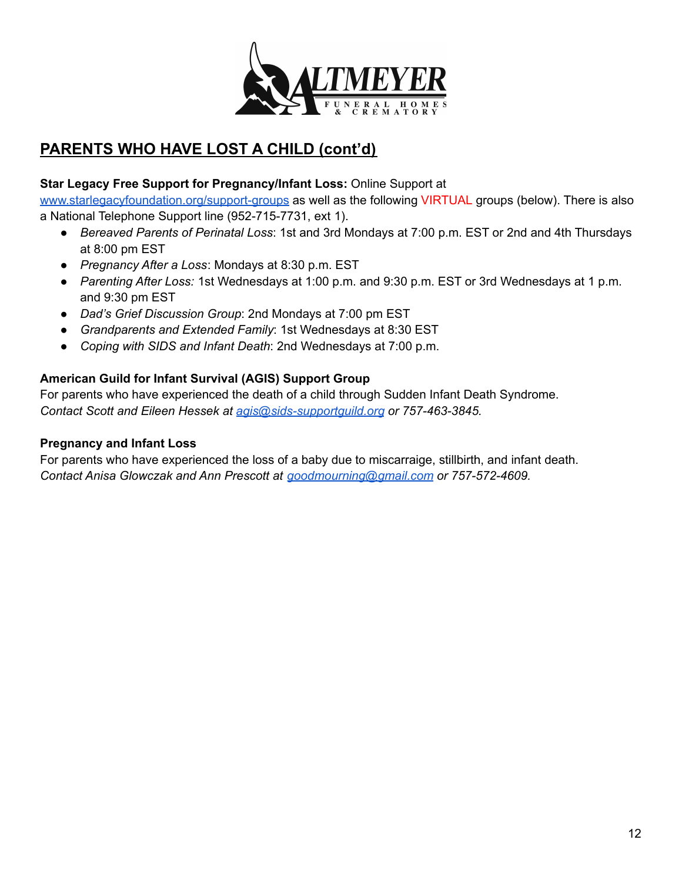## PARENTS WHO HAVE LOST A CHILD (cont'd)

**Star Legacy Free Support for Pregnancy/Infant Loss:** Online Support at [www.starlegacyfoundation.org/support-groups](http://www.starlegacyfoundation.org/support-groups) as well as the following VIRTUAL groups (below). There is also a National Telephone Support line (952-715-7731, ext 1).

- *Bereaved Parents of Perinatal Loss*: 1st and 3rd Mondays at 7:00 p.m. EST or 2nd and 4th Thursdays at 8:00 pm EST
- *Pregnancy After a Loss*: Mondays at 8:30 p.m. EST
- *Parenting After Loss:* 1st Wednesdays at 1:00 p.m. and 9:30 p.m. EST or 3rd Wednesdays at 1 p.m. and 9:30 pm EST
- *Dad's Grief Discussion Group*: 2nd Mondays at 7:00 pm EST
- *Grandparents and Extended Family*: 1st Wednesdays at 8:30 EST
- *Coping with SIDS and Infant Death*: 2nd Wednesdays at 7:00 p.m.

**American Guild for Infant Survival (AGIS) Support Group**

For parents who have experienced the death of a child through Sudden Infant Death Syndrome.
*Contact Scott and Eileen Hessek at [agis@sids-supportguild.org](mailto:agis@sids-supportguild.org) or 757-463-3845.*

**Pregnancy and Infant Loss**

For parents who have experienced the loss of a baby due to miscarraige, stillbirth, and infant death.
*Contact Anisa Glowczak and Ann Prescott at [goodmourning@gmail.com](mailto:goodmourning@gmail.com) or 757-572-4609.*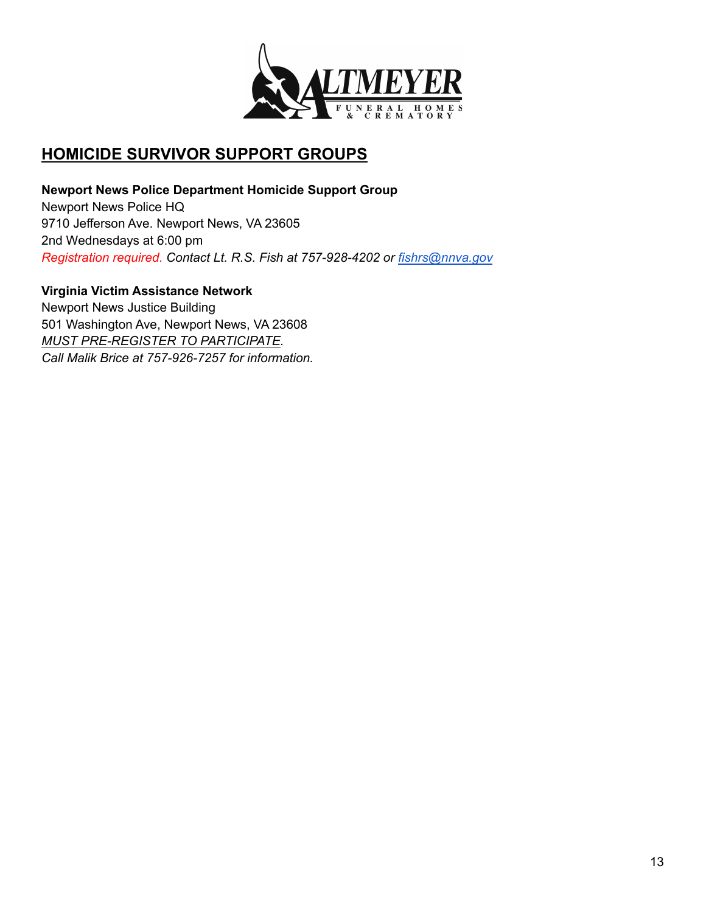## HOMICIDE SURVIVOR SUPPORT GROUPS

**Newport News Police Department Homicide Support Group**
Newport News Police HQ
9710 Jefferson Ave. Newport News, VA 23605
2nd Wednesdays at 6:00 pm
*Registration required. Contact Lt. R.S. Fish at 757-928-4202 or fishrs@nnva.gov*

**Virginia Victim Assistance Network**
Newport News Justice Building
501 Washington Ave, Newport News, VA 23608
*MUST PRE-REGISTER TO PARTICIPATE.*
*Call Malik Brice at 757-926-7257 for information.*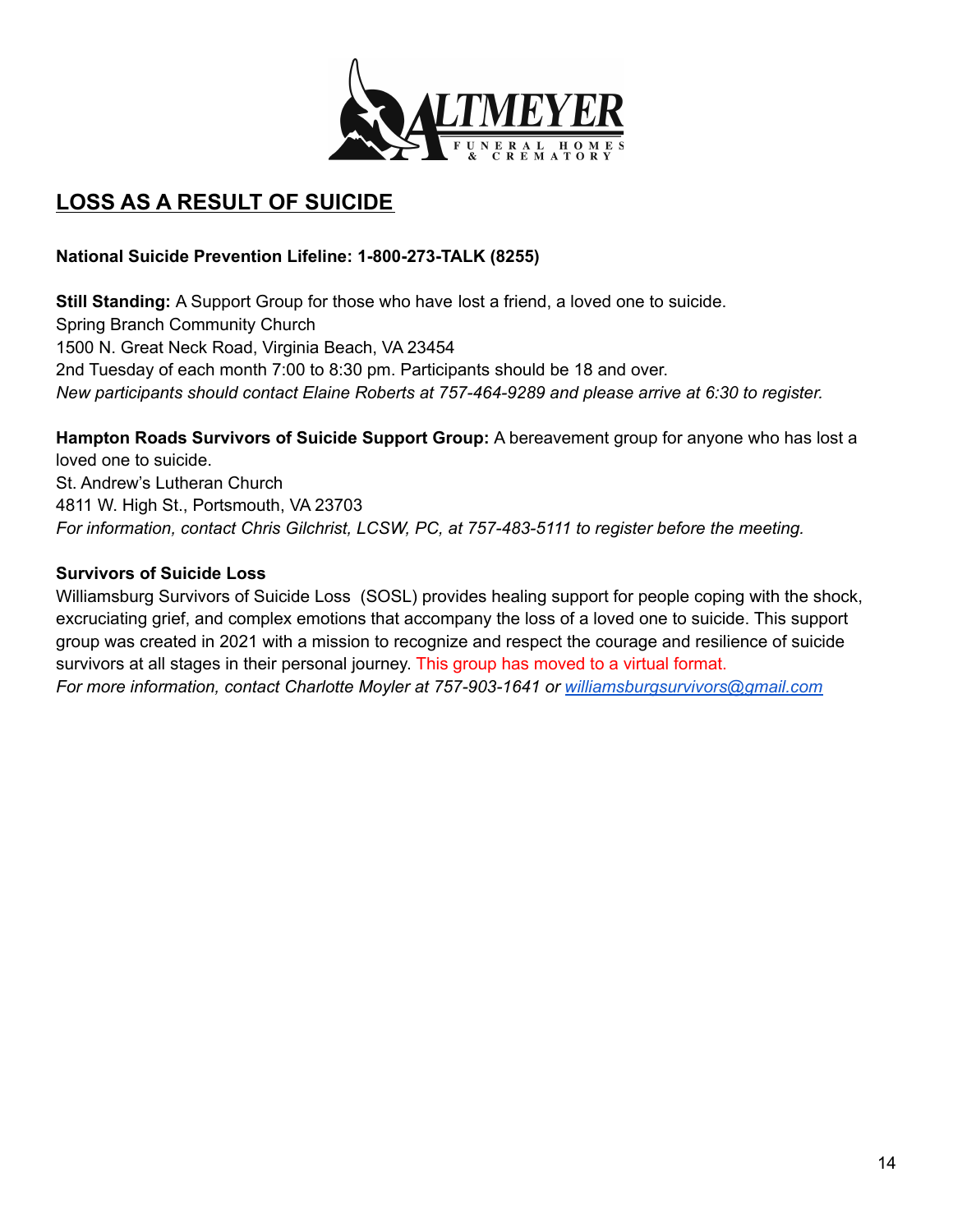## LOSS AS A RESULT OF SUICIDE

**National Suicide Prevention Lifeline: 1-800-273-TALK (8255)**

**Still Standing:** A Support Group for those who have lost a friend, a loved one to suicide.
Spring Branch Community Church
1500 N. Great Neck Road, Virginia Beach, VA 23454
2nd Tuesday of each month 7:00 to 8:30 pm. Participants should be 18 and over.
*New participants should contact Elaine Roberts at 757-464-9289 and please arrive at 6:30 to register.*

**Hampton Roads Survivors of Suicide Support Group:** A bereavement group for anyone who has lost a loved one to suicide.
St. Andrew's Lutheran Church
4811 W. High St., Portsmouth, VA 23703
*For information, contact Chris Gilchrist, LCSW, PC, at 757-483-5111 to register before the meeting.*

**Survivors of Suicide Loss**
Williamsburg Survivors of Suicide Loss (SOSL) provides healing support for people coping with the shock, excruciating grief, and complex emotions that accompany the loss of a loved one to suicide. This support group was created in 2021 with a mission to recognize and respect the courage and resilience of suicide survivors at all stages in their personal journey. This group has moved to a virtual format.
*For more information, contact Charlotte Moyler at 757-903-1641 or williamsburgsurvivors@gmail.com*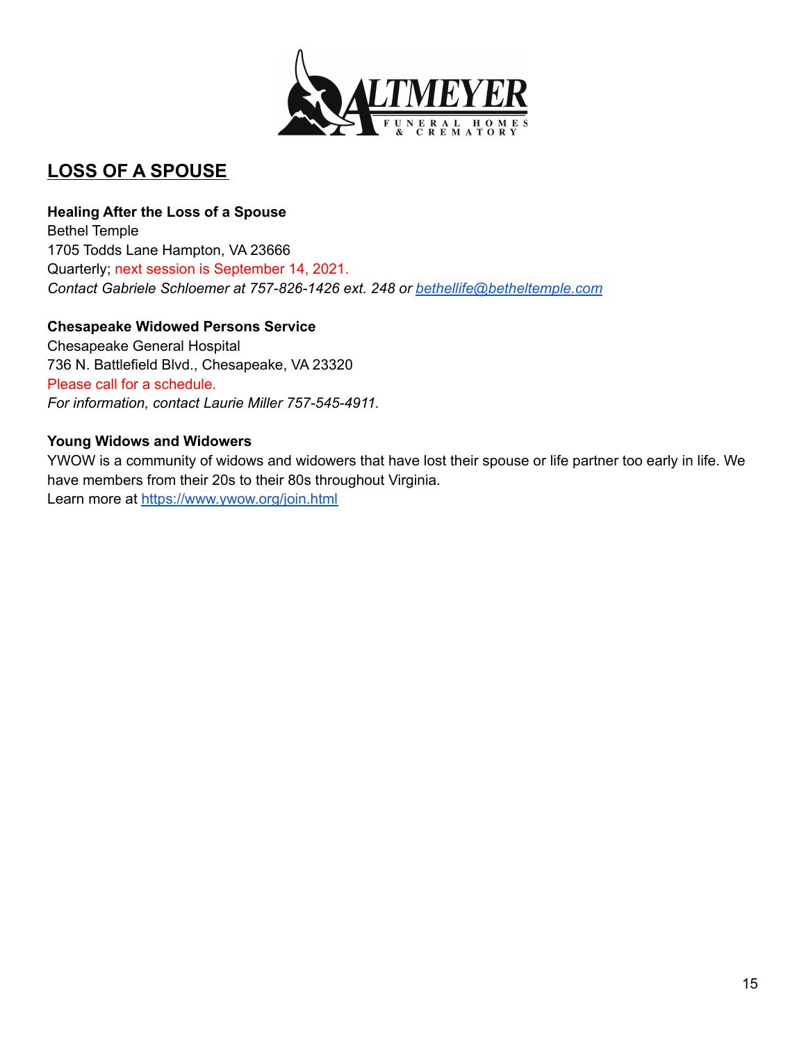## LOSS OF A SPOUSE

**Healing After the Loss of a Spouse**
Bethel Temple
1705 Todds Lane Hampton, VA 23666
Quarterly; next session is September 14, 2021.
*Contact Gabriele Schloemer at 757-826-1426 ext. 248 or bethellife@betheltemple.com*

**Chesapeake Widowed Persons Service**
Chesapeake General Hospital
736 N. Battlefield Blvd., Chesapeake, VA 23320
Please call for a schedule.
*For information, contact Laurie Miller 757-545-4911.*

**Young Widows and Widowers**
YWOW is a community of widows and widowers that have lost their spouse or life partner too early in life. We have members from their 20s to their 80s throughout Virginia.
Learn more at https://www.ywow.org/join.html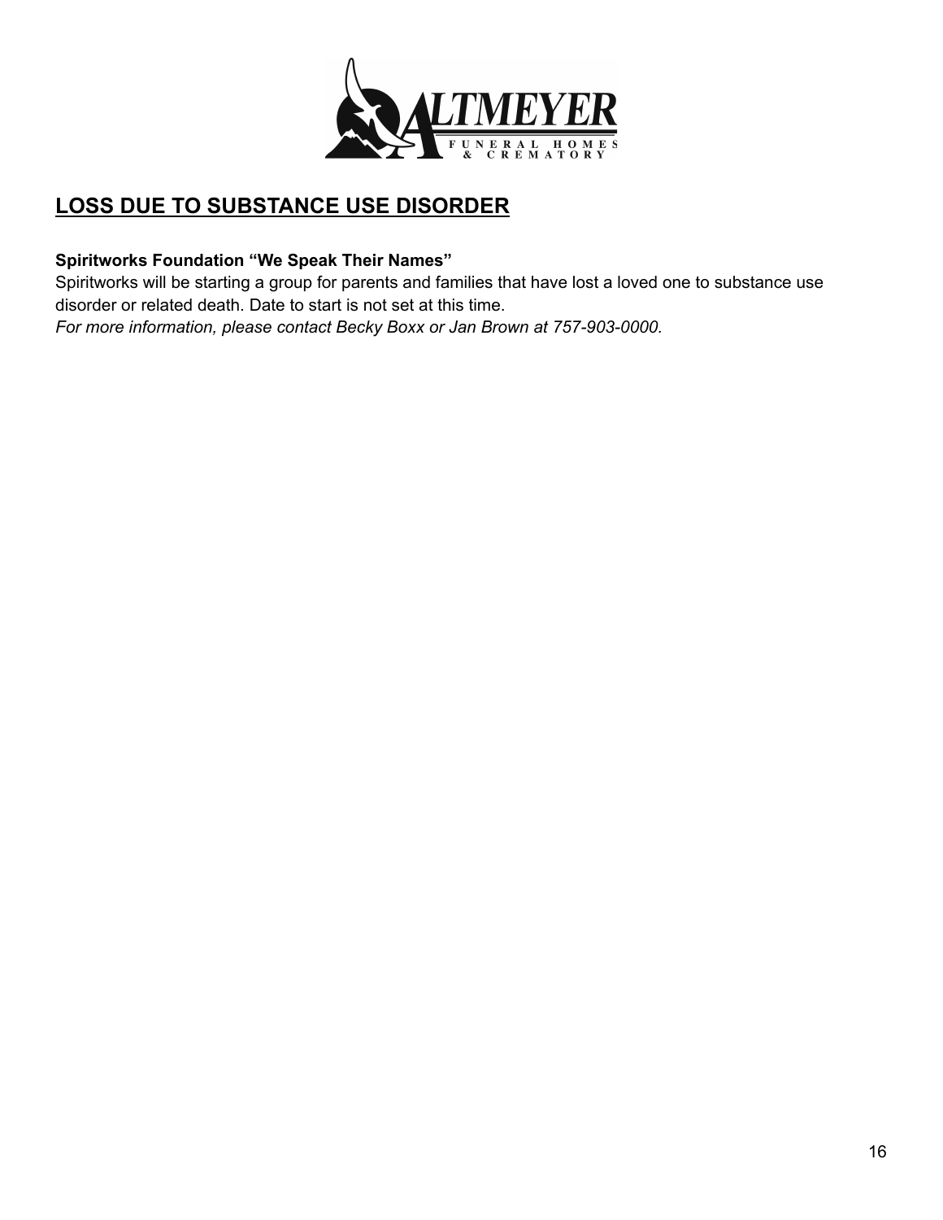## LOSS DUE TO SUBSTANCE USE DISORDER

**Spiritworks Foundation "We Speak Their Names"**

Spiritworks will be starting a group for parents and families that have lost a loved one to substance use disorder or related death. Date to start is not set at this time.

*For more information, please contact Becky Boxx or Jan Brown at 757-903-0000.*